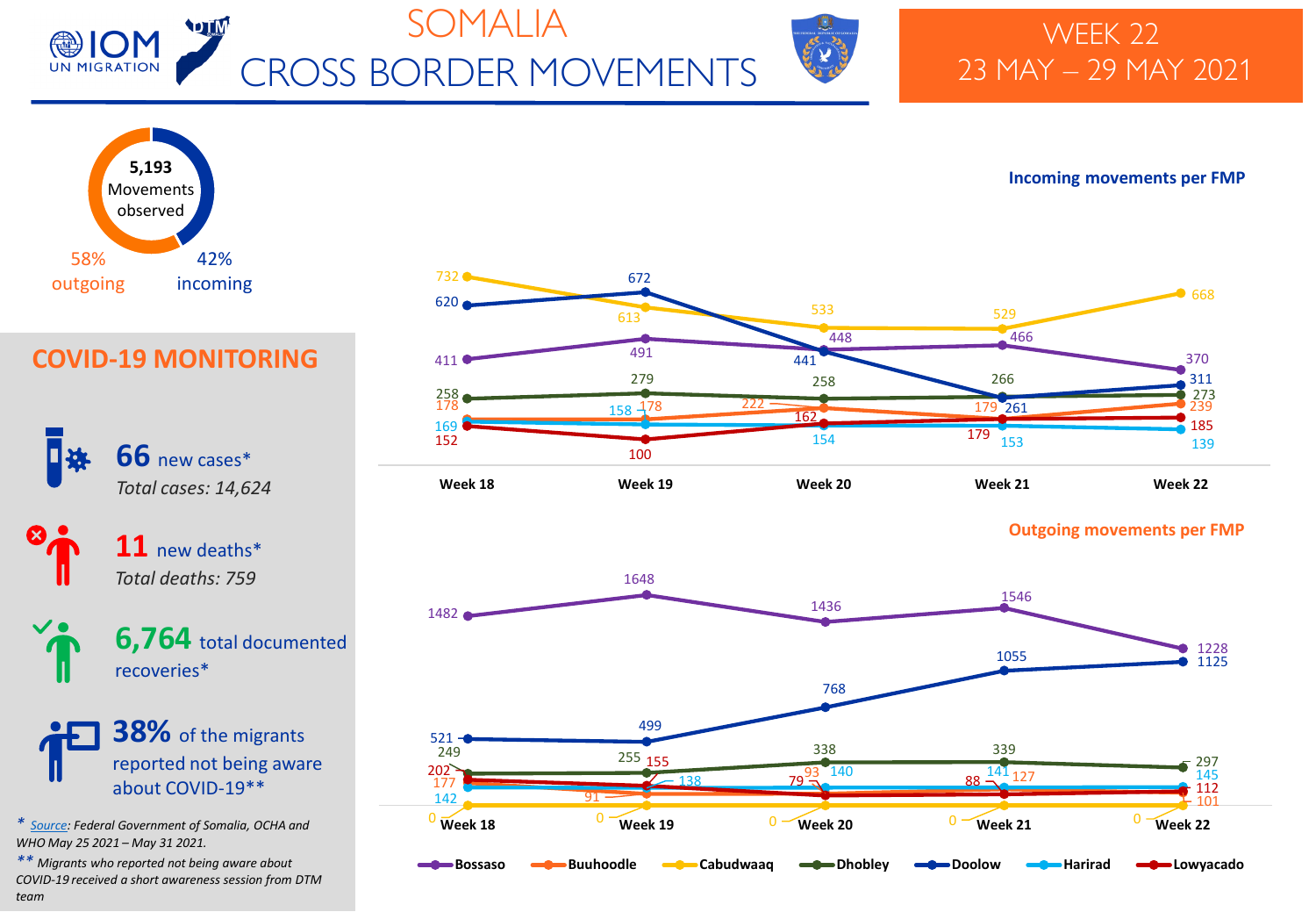# SOMALIA CROSS BORDER MOVEMENTS

## WEEK 22
## 23 MAY – 29 MAY 2021

**5,193** Movements observed

58% outgoing

42% incoming

## COVID-19 MONITORING

**66** new cases*
*Total cases: 14,624*

**11** new deaths*
*Total deaths: 759*

**6,764** total documented recoveries*

**38%** of the migrants reported not being aware about COVID-19**

*\* Source: Federal Government of Somalia, OCHA and WHO May 25 2021 – May 31 2021.*

*\*\* Migrants who reported not being aware about COVID-19 received a short awareness session from DTM team*

### Incoming movements per FMP

| FMP | Week 18 | Week 19 | Week 20 | Week 21 | Week 22 |
|---|---|---|---|---|---|
| Bossaso | 411 | 491 | 448 | 466 | 370 |
| Buuhoodle | 178 | 178 | 222 | 179 | 239 |
| Cabudwaaq | 732 | 613 | 533 | 529 | 668 |
| Dhobley | 258 | 279 | 258 | 266 | 273 |
| Doolow | 620 | 672 | 441 | 261 | 311 |
| Harirad | 169 | 158 | 154 | 153 | 139 |
| Lowyacado | 152 | 100 | 162 | 179 | 185 |

### Outgoing movements per FMP

| FMP | Week 18 | Week 19 | Week 20 | Week 21 | Week 22 |
|---|---|---|---|---|---|
| Bossaso | 1482 | 1648 | 1436 | 1546 | 1228 |
| Buuhoodle | 177 | 91 | 93 | 141 | 101 |
| Cabudwaaq | 0 | 0 | 0 | 0 | 0 |
| Dhobley | 249 | 255 | 338 | 339 | 297 |
| Doolow | 521 | 499 | 768 | 1055 | 1125 |
| Harirad | 142 | 138 | 140 | 127 | 145 |
| Lowyacado | 202 | 155 | 79 | 88 | 112 |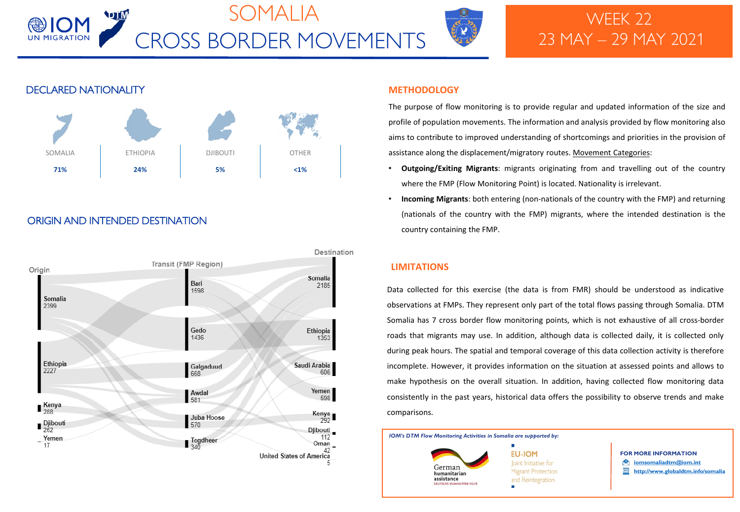# SOMALIA CROSS BORDER MOVEMENTS

WEEK 22
23 MAY – 29 MAY 2021

## DECLARED NATIONALITY

SOMALIA 71%

ETHIOPIA 24%

DJIBOUTI 5%

OTHER <1%

## ORIGIN AND INTENDED DESTINATION

Origin

Somalia 2399

Ethiopia 2227

Kenya 288

Djibouti 262

Yemen 17

Transit (FMP Region)

Bari 1598

Gedo 1436

Galgaduud 668

Awdal 581

Juba Hoose 570

Togdheer 340

Destination

Somalia 2185

Ethiopia 1353

Saudi Arabia 606

Yemen 598

Kenya 292

Djibouti 112

Oman 42

United States of America 5

## METHODOLOGY

The purpose of flow monitoring is to provide regular and updated information of the size and profile of population movements. The information and analysis provided by flow monitoring also aims to contribute to improved understanding of shortcomings and priorities in the provision of assistance along the displacement/migratory routes. Movement Categories:

- **Outgoing/Exiting Migrants**: migrants originating from and travelling out of the country where the FMP (Flow Monitoring Point) is located. Nationality is irrelevant.
- **Incoming Migrants**: both entering (non-nationals of the country with the FMP) and returning (nationals of the country with the FMP) migrants, where the intended destination is the country containing the FMP.

## LIMITATIONS

Data collected for this exercise (the data is from FMR) should be understood as indicative observations at FMPs. They represent only part of the total flows passing through Somalia. DTM Somalia has 7 cross border flow monitoring points, which is not exhaustive of all cross-border roads that migrants may use. In addition, although data is collected daily, it is collected only during peak hours. The spatial and temporal coverage of this data collection activity is therefore incomplete. However, it provides information on the situation at assessed points and allows to make hypothesis on the overall situation. In addition, having collected flow monitoring data consistently in the past years, historical data offers the possibility to observe trends and make comparisons.

*IOM's DTM Flow Monitoring Activities in Somalia are supported by:*

German humanitarian assistance

EU-IOM Joint Initiative for Migrant Protection and Reintegration

**FOR MORE INFORMATION**

iomsomaliadtm@iom.int

http://www.globaldtm.info/somalia